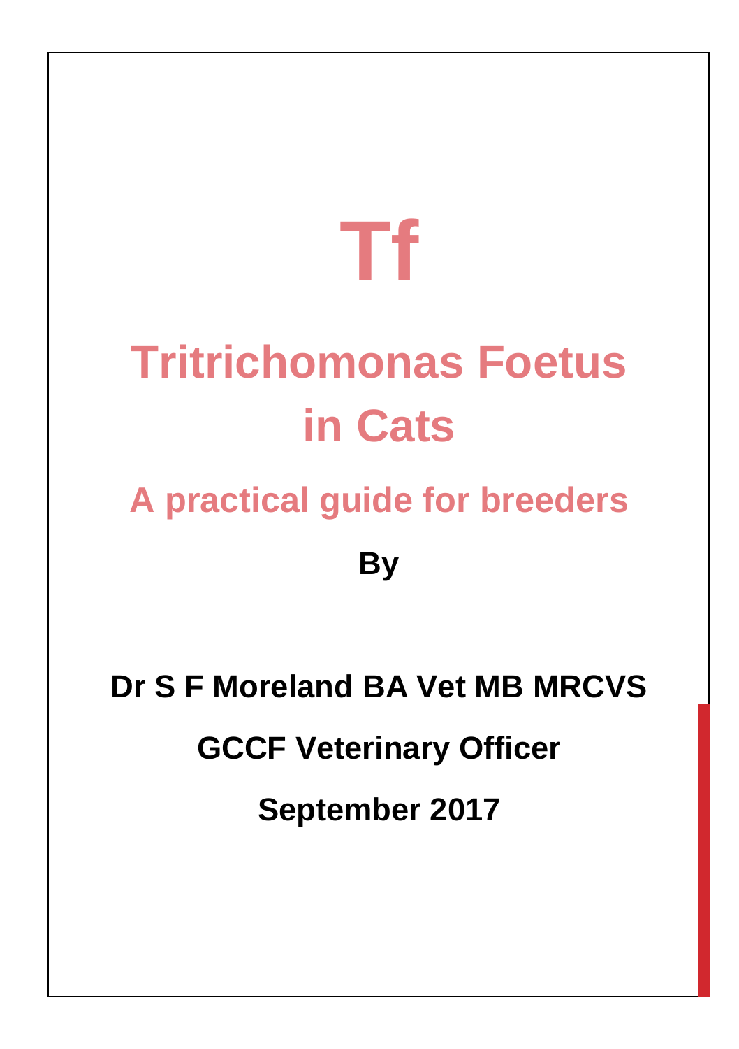# Tf

# Tritrichomonas Foetus in Cats

## A practical guide for breeders

**By**

**Dr S F Moreland BA Vet MB MRCVS**

**GCCF Veterinary Officer**

**September 2017**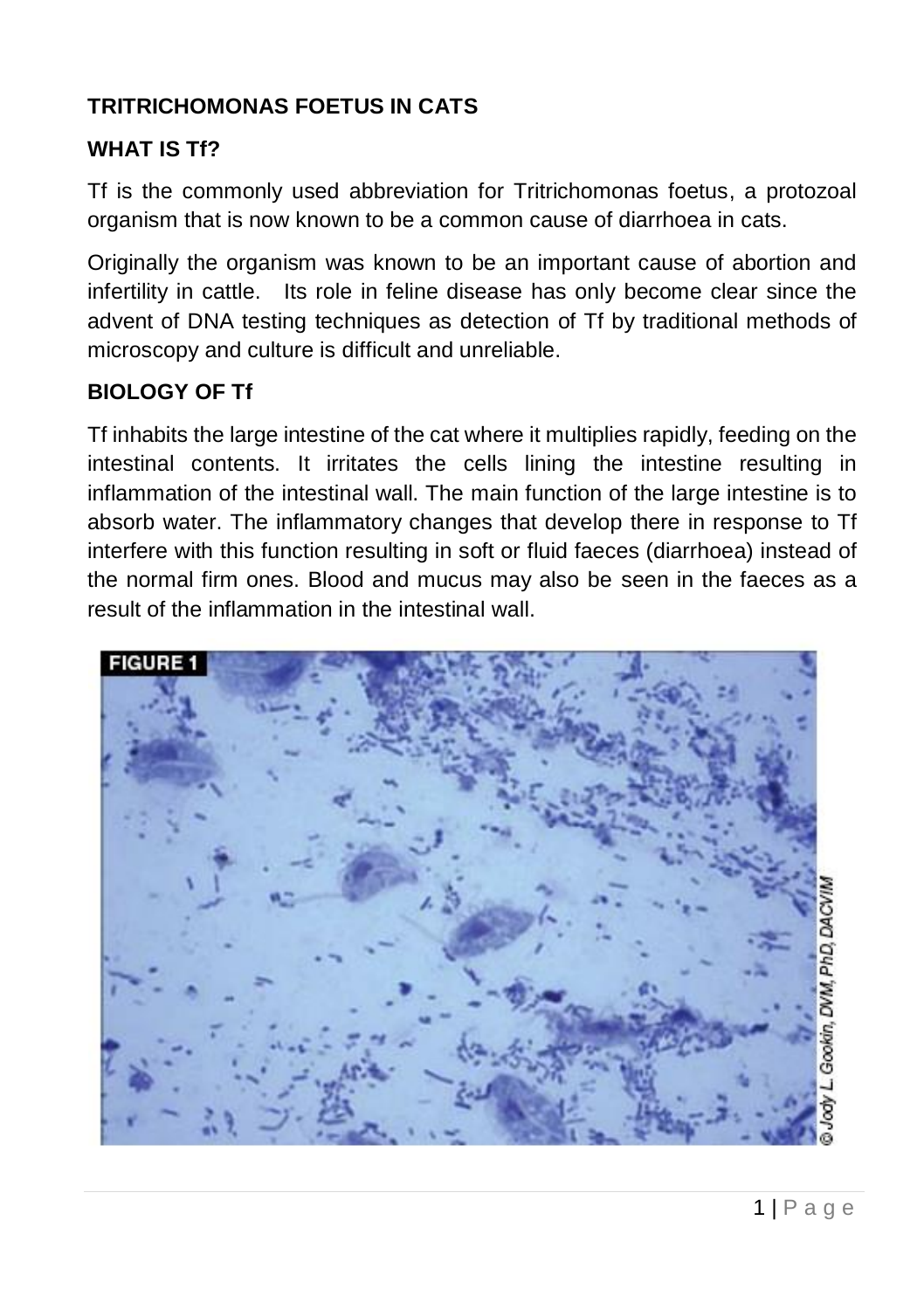## TRITRICHOMONAS FOETUS IN CATS

### WHAT IS Tf?

Tf is the commonly used abbreviation for Tritrichomonas foetus, a protozoal organism that is now known to be a common cause of diarrhoea in cats.

Originally the organism was known to be an important cause of abortion and infertility in cattle. Its role in feline disease has only become clear since the advent of DNA testing techniques as detection of Tf by traditional methods of microscopy and culture is difficult and unreliable.

### BIOLOGY OF Tf

Tf inhabits the large intestine of the cat where it multiplies rapidly, feeding on the intestinal contents. It irritates the cells lining the intestine resulting in inflammation of the intestinal wall. The main function of the large intestine is to absorb water. The inflammatory changes that develop there in response to Tf interfere with this function resulting in soft or fluid faeces (diarrhoea) instead of the normal firm ones. Blood and mucus may also be seen in the faeces as a result of the inflammation in the intestinal wall.

FIGURE 1

© Jody L. Gookin, DVM, PhD, DACVIM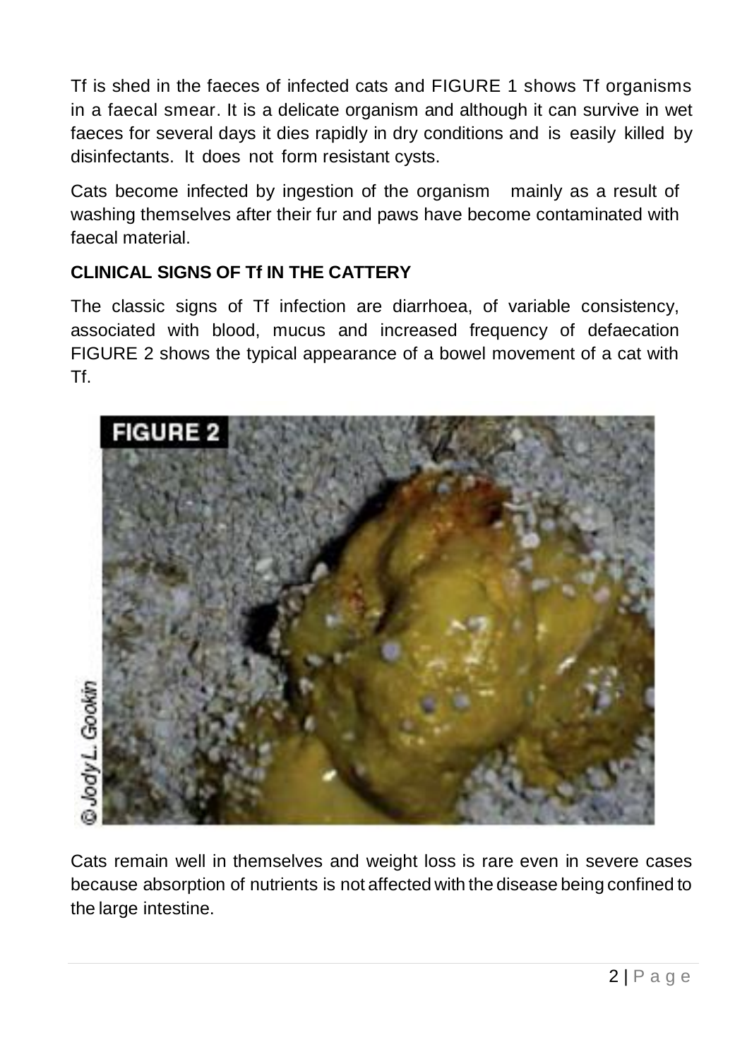Tf is shed in the faeces of infected cats and FIGURE 1 shows Tf organisms in a faecal smear. It is a delicate organism and although it can survive in wet faeces for several days it dies rapidly in dry conditions and is easily killed by disinfectants. It does not form resistant cysts.

Cats become infected by ingestion of the organism mainly as a result of washing themselves after their fur and paws have become contaminated with faecal material.

**CLINICAL SIGNS OF Tf IN THE CATTERY**

The classic signs of Tf infection are diarrhoea, of variable consistency, associated with blood, mucus and increased frequency of defaecation FIGURE 2 shows the typical appearance of a bowel movement of a cat with Tf.

Cats remain well in themselves and weight loss is rare even in severe cases because absorption of nutrients is not affected with the disease being confined to the large intestine.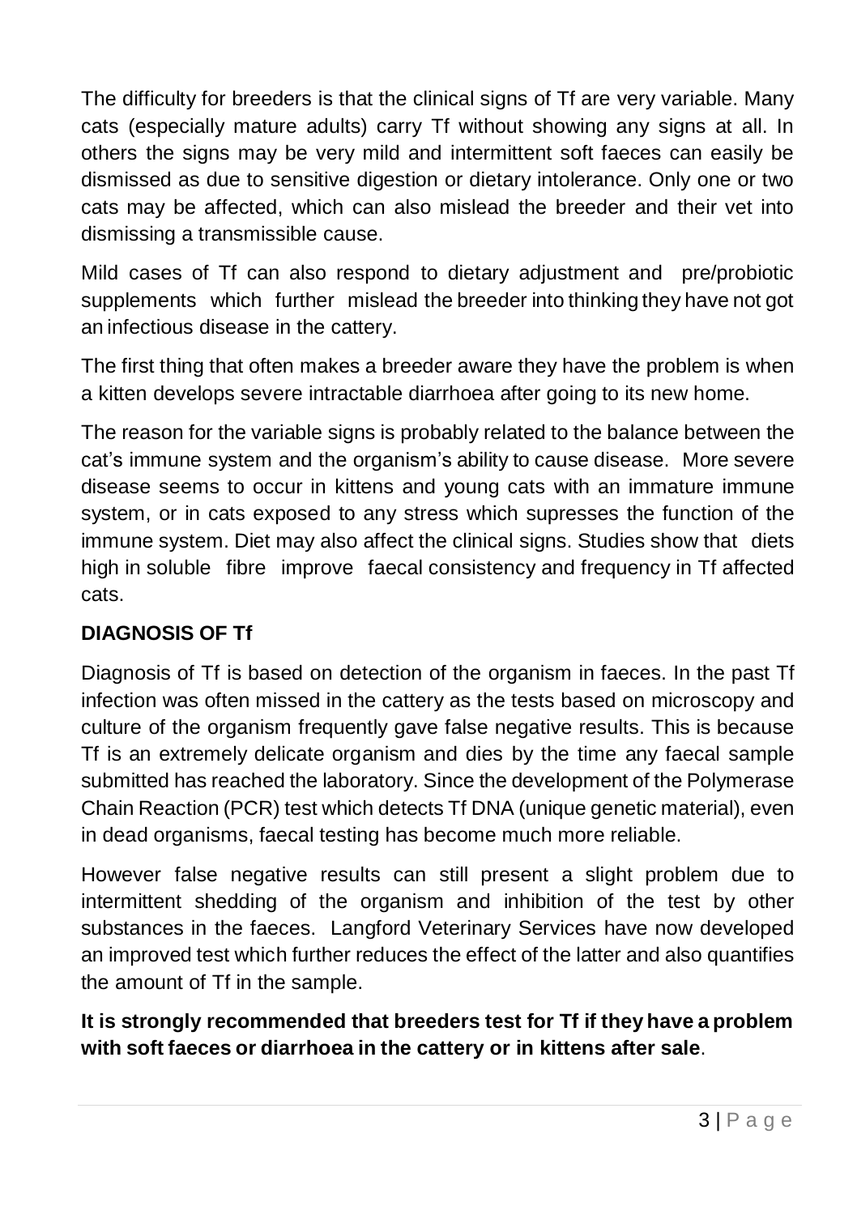The difficulty for breeders is that the clinical signs of Tf are very variable. Many cats (especially mature adults) carry Tf without showing any signs at all. In others the signs may be very mild and intermittent soft faeces can easily be dismissed as due to sensitive digestion or dietary intolerance. Only one or two cats may be affected, which can also mislead the breeder and their vet into dismissing a transmissible cause.

Mild cases of Tf can also respond to dietary adjustment and pre/probiotic supplements which further mislead the breeder into thinking they have not got an infectious disease in the cattery.

The first thing that often makes a breeder aware they have the problem is when a kitten develops severe intractable diarrhoea after going to its new home.

The reason for the variable signs is probably related to the balance between the cat's immune system and the organism's ability to cause disease. More severe disease seems to occur in kittens and young cats with an immature immune system, or in cats exposed to any stress which supresses the function of the immune system. Diet may also affect the clinical signs. Studies show that diets high in soluble fibre improve faecal consistency and frequency in Tf affected cats.

## DIAGNOSIS OF Tf

Diagnosis of Tf is based on detection of the organism in faeces. In the past Tf infection was often missed in the cattery as the tests based on microscopy and culture of the organism frequently gave false negative results. This is because Tf is an extremely delicate organism and dies by the time any faecal sample submitted has reached the laboratory. Since the development of the Polymerase Chain Reaction (PCR) test which detects Tf DNA (unique genetic material), even in dead organisms, faecal testing has become much more reliable.

However false negative results can still present a slight problem due to intermittent shedding of the organism and inhibition of the test by other substances in the faeces. Langford Veterinary Services have now developed an improved test which further reduces the effect of the latter and also quantifies the amount of Tf in the sample.

**It is strongly recommended that breeders test for Tf if they have a problem with soft faeces or diarrhoea in the cattery or in kittens after sale**.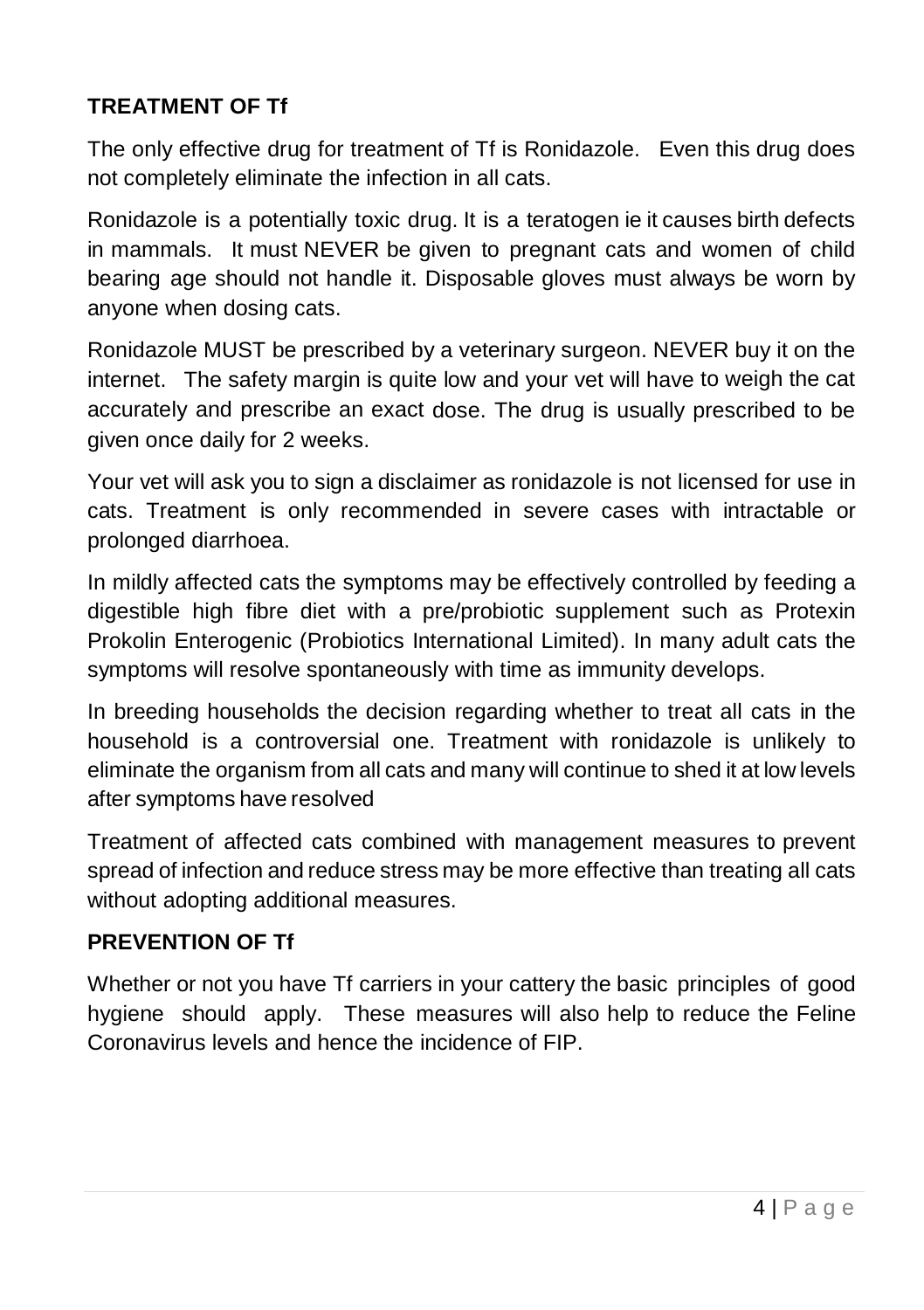## TREATMENT OF Tf

The only effective drug for treatment of Tf is Ronidazole. Even this drug does not completely eliminate the infection in all cats.

Ronidazole is a potentially toxic drug. It is a teratogen ie it causes birth defects in mammals. It must NEVER be given to pregnant cats and women of child bearing age should not handle it. Disposable gloves must always be worn by anyone when dosing cats.

Ronidazole MUST be prescribed by a veterinary surgeon. NEVER buy it on the internet. The safety margin is quite low and your vet will have to weigh the cat accurately and prescribe an exact dose. The drug is usually prescribed to be given once daily for 2 weeks.

Your vet will ask you to sign a disclaimer as ronidazole is not licensed for use in cats. Treatment is only recommended in severe cases with intractable or prolonged diarrhoea.

In mildly affected cats the symptoms may be effectively controlled by feeding a digestible high fibre diet with a pre/probiotic supplement such as Protexin Prokolin Enterogenic (Probiotics International Limited). In many adult cats the symptoms will resolve spontaneously with time as immunity develops.

In breeding households the decision regarding whether to treat all cats in the household is a controversial one. Treatment with ronidazole is unlikely to eliminate the organism from all cats and many will continue to shed it at low levels after symptoms have resolved

Treatment of affected cats combined with management measures to prevent spread of infection and reduce stress may be more effective than treating all cats without adopting additional measures.

## PREVENTION OF Tf

Whether or not you have Tf carriers in your cattery the basic principles of good hygiene should apply. These measures will also help to reduce the Feline Coronavirus levels and hence the incidence of FIP.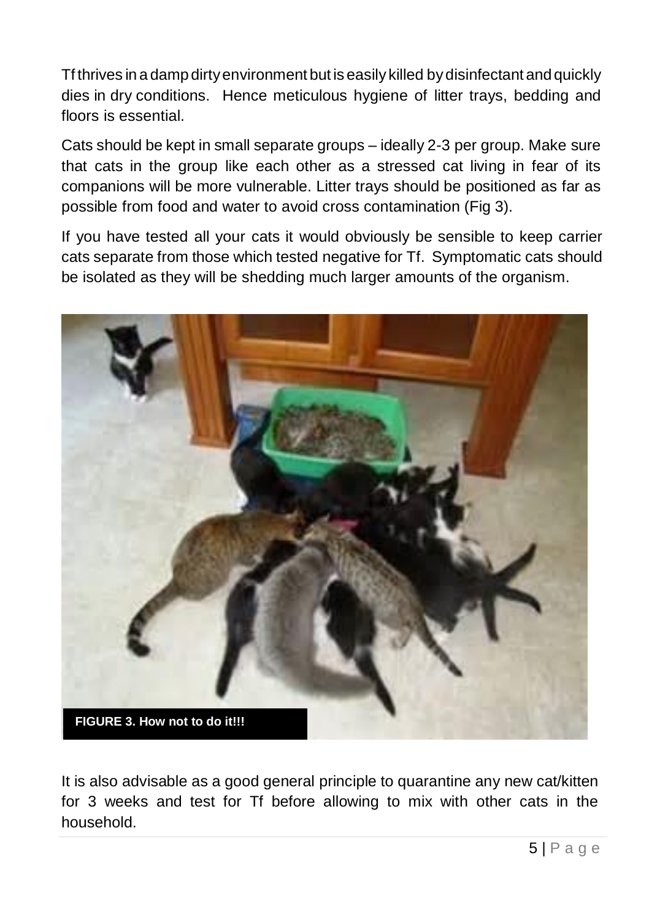Tf thrives in a damp dirty environment but is easily killed by disinfectant and quickly dies in dry conditions. Hence meticulous hygiene of litter trays, bedding and floors is essential.

Cats should be kept in small separate groups – ideally 2-3 per group. Make sure that cats in the group like each other as a stressed cat living in fear of its companions will be more vulnerable. Litter trays should be positioned as far as possible from food and water to avoid cross contamination (Fig 3).

If you have tested all your cats it would obviously be sensible to keep carrier cats separate from those which tested negative for Tf. Symptomatic cats should be isolated as they will be shedding much larger amounts of the organism.

**FIGURE 3. How not to do it!!!**

It is also advisable as a good general principle to quarantine any new cat/kitten for 3 weeks and test for Tf before allowing to mix with other cats in the household.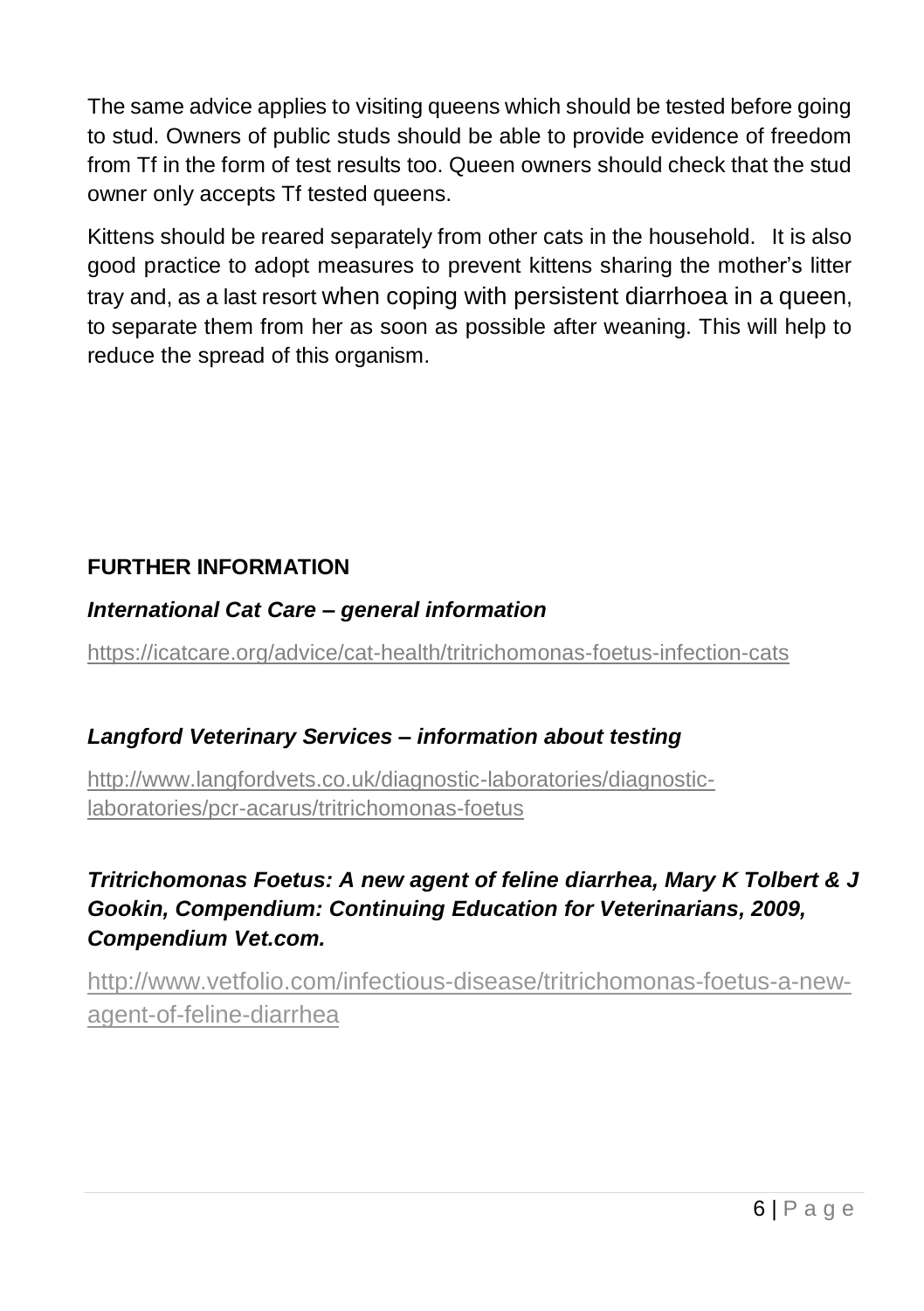The same advice applies to visiting queens which should be tested before going to stud. Owners of public studs should be able to provide evidence of freedom from Tf in the form of test results too. Queen owners should check that the stud owner only accepts Tf tested queens.

Kittens should be reared separately from other cats in the household. It is also good practice to adopt measures to prevent kittens sharing the mother's litter tray and, as a last resort when coping with persistent diarrhoea in a queen, to separate them from her as soon as possible after weaning. This will help to reduce the spread of this organism.

## FURTHER INFORMATION

***International Cat Care – general information***

https://icatcare.org/advice/cat-health/tritrichomonas-foetus-infection-cats

***Langford Veterinary Services – information about testing***

http://www.langfordvets.co.uk/diagnostic-laboratories/diagnostic-laboratories/pcr-acarus/tritrichomonas-foetus

***Tritrichomonas Foetus: A new agent of feline diarrhea, Mary K Tolbert & J Gookin, Compendium: Continuing Education for Veterinarians, 2009, Compendium Vet.com.***

http://www.vetfolio.com/infectious-disease/tritrichomonas-foetus-a-new-agent-of-feline-diarrhea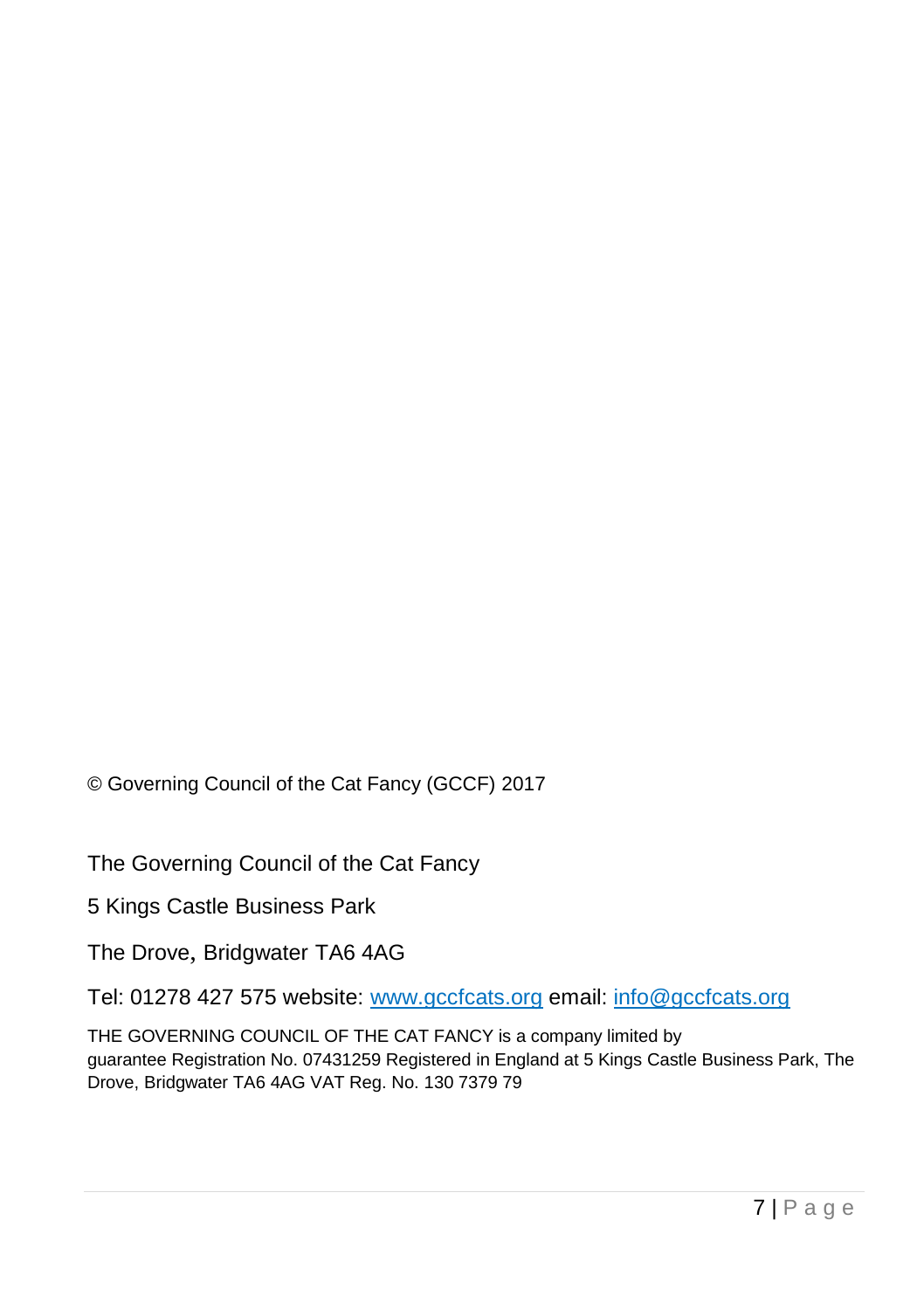© Governing Council of the Cat Fancy (GCCF) 2017

The Governing Council of the Cat Fancy

5 Kings Castle Business Park

The Drove, Bridgwater TA6 4AG

Tel: 01278 427 575 website: www.gccfcats.org email: info@gccfcats.org

THE GOVERNING COUNCIL OF THE CAT FANCY is a company limited by guarantee Registration No. 07431259 Registered in England at 5 Kings Castle Business Park, The Drove, Bridgwater TA6 4AG VAT Reg. No. 130 7379 79